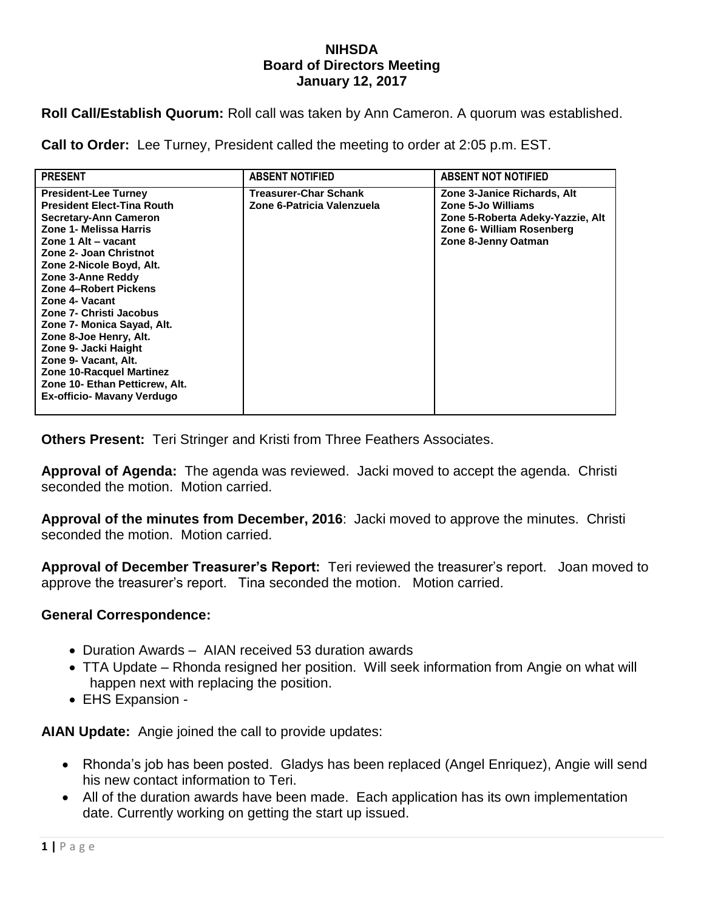# NIHSDA
## Board of Directors Meeting
### January 12, 2017

**Roll Call/Establish Quorum:** Roll call was taken by Ann Cameron. A quorum was established.

**Call to Order:** Lee Turney, President called the meeting to order at 2:05 p.m. EST.

| PRESENT | ABSENT NOTIFIED | ABSENT NOT NOTIFIED |
|---|---|---|
| President-Lee Turney<br>President Elect-Tina Routh<br>Secretary-Ann Cameron<br>Zone 1- Melissa Harris<br>Zone 1 Alt – vacant<br>Zone 2- Joan Christnot<br>Zone 2-Nicole Boyd, Alt.<br>Zone 3-Anne Reddy<br>Zone 4–Robert Pickens<br>Zone 4- Vacant<br>Zone 7- Christi Jacobus<br>Zone 7- Monica Sayad, Alt.<br>Zone 8-Joe Henry, Alt.<br>Zone 9- Jacki Haight<br>Zone 9- Vacant, Alt.<br>Zone 10-Racquel Martinez<br>Zone 10- Ethan Petticrew, Alt.<br>Ex-officio- Mavany Verdugo | Treasurer-Char Schank<br>Zone 6-Patricia Valenzuela | Zone 3-Janice Richards, Alt<br>Zone 5-Jo Williams<br>Zone 5-Roberta Adeky-Yazzie, Alt<br>Zone 6- William Rosenberg<br>Zone 8-Jenny Oatman |

**Others Present:** Teri Stringer and Kristi from Three Feathers Associates.

**Approval of Agenda:** The agenda was reviewed. Jacki moved to accept the agenda. Christi seconded the motion. Motion carried.

**Approval of the minutes from December, 2016**: Jacki moved to approve the minutes. Christi seconded the motion. Motion carried.

**Approval of December Treasurer's Report:** Teri reviewed the treasurer's report. Joan moved to approve the treasurer's report. Tina seconded the motion. Motion carried.

**General Correspondence:**

- Duration Awards – AIAN received 53 duration awards
- TTA Update – Rhonda resigned her position. Will seek information from Angie on what will happen next with replacing the position.
- EHS Expansion -

**AIAN Update:** Angie joined the call to provide updates:

- Rhonda's job has been posted. Gladys has been replaced (Angel Enriquez), Angie will send his new contact information to Teri.
- All of the duration awards have been made. Each application has its own implementation date. Currently working on getting the start up issued.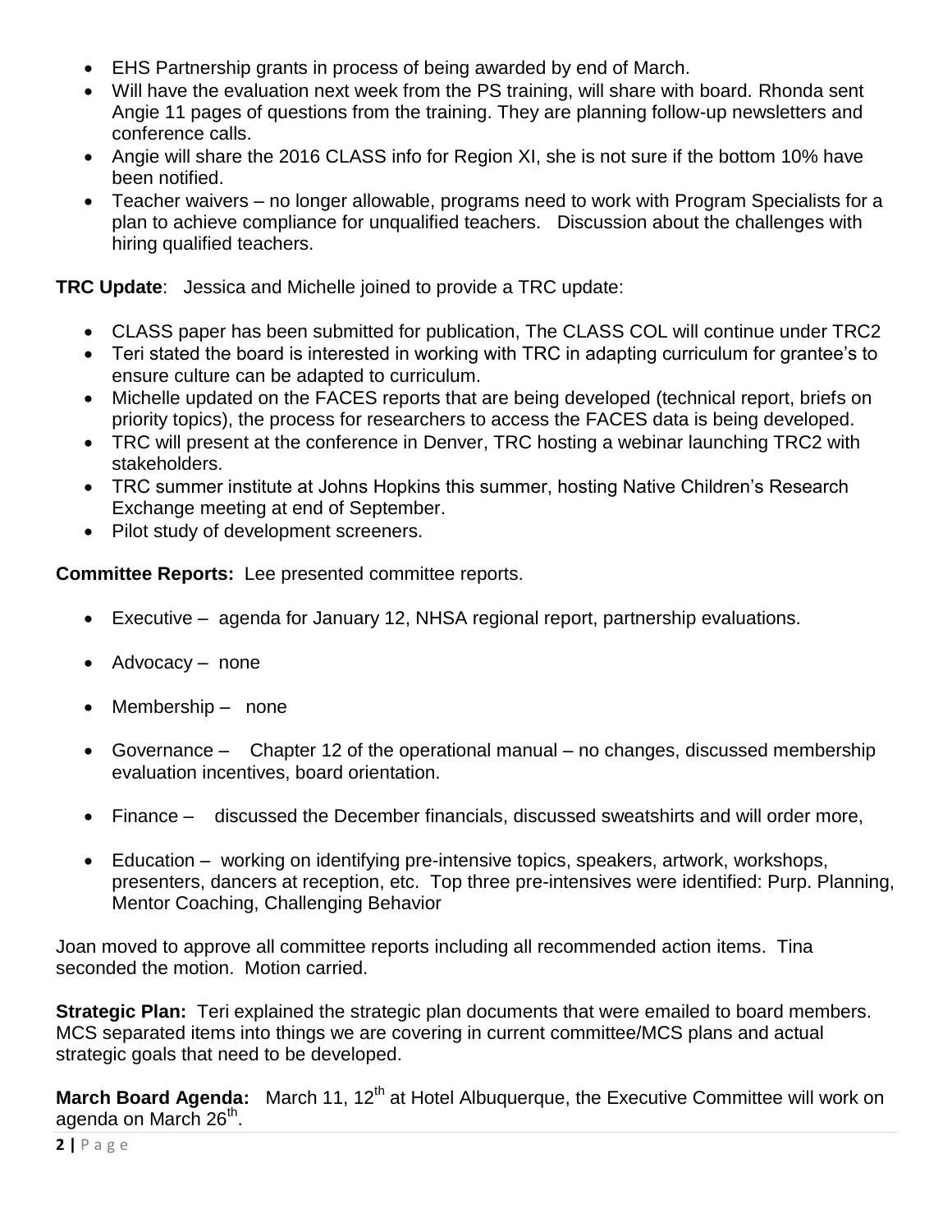- EHS Partnership grants in process of being awarded by end of March.
- Will have the evaluation next week from the PS training, will share with board. Rhonda sent Angie 11 pages of questions from the training. They are planning follow-up newsletters and conference calls.
- Angie will share the 2016 CLASS info for Region XI, she is not sure if the bottom 10% have been notified.
- Teacher waivers – no longer allowable, programs need to work with Program Specialists for a plan to achieve compliance for unqualified teachers. Discussion about the challenges with hiring qualified teachers.

**TRC Update**: Jessica and Michelle joined to provide a TRC update:

- CLASS paper has been submitted for publication, The CLASS COL will continue under TRC2
- Teri stated the board is interested in working with TRC in adapting curriculum for grantee's to ensure culture can be adapted to curriculum.
- Michelle updated on the FACES reports that are being developed (technical report, briefs on priority topics), the process for researchers to access the FACES data is being developed.
- TRC will present at the conference in Denver, TRC hosting a webinar launching TRC2 with stakeholders.
- TRC summer institute at Johns Hopkins this summer, hosting Native Children's Research Exchange meeting at end of September.
- Pilot study of development screeners.

**Committee Reports:** Lee presented committee reports.

- Executive – agenda for January 12, NHSA regional report, partnership evaluations.
- Advocacy – none
- Membership – none
- Governance – Chapter 12 of the operational manual – no changes, discussed membership evaluation incentives, board orientation.
- Finance – discussed the December financials, discussed sweatshirts and will order more,
- Education – working on identifying pre-intensive topics, speakers, artwork, workshops, presenters, dancers at reception, etc. Top three pre-intensives were identified: Purp. Planning, Mentor Coaching, Challenging Behavior

Joan moved to approve all committee reports including all recommended action items. Tina seconded the motion. Motion carried.

**Strategic Plan:** Teri explained the strategic plan documents that were emailed to board members. MCS separated items into things we are covering in current committee/MCS plans and actual strategic goals that need to be developed.

**March Board Agenda:** March 11, 12th at Hotel Albuquerque, the Executive Committee will work on agenda on March 26th.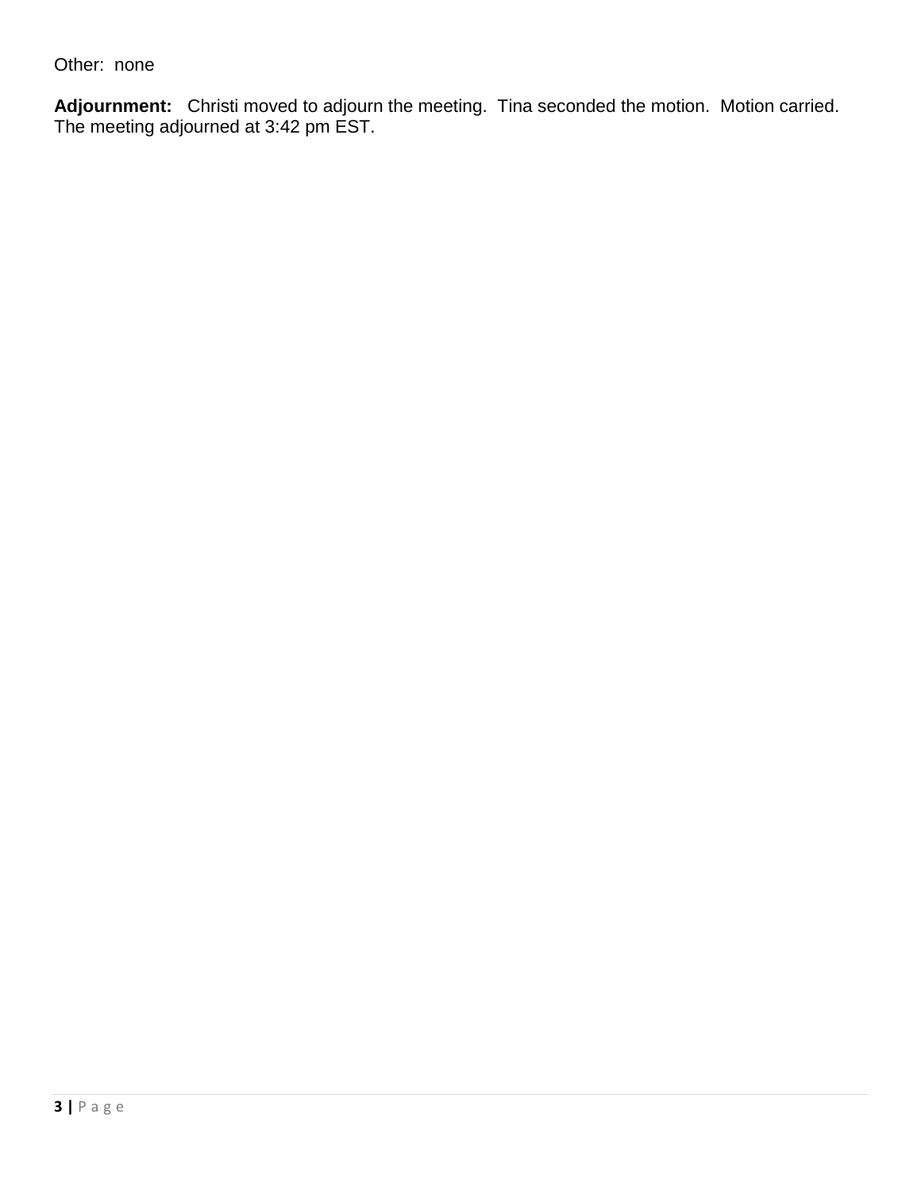Other: none

**Adjournment:** Christi moved to adjourn the meeting. Tina seconded the motion. Motion carried. The meeting adjourned at 3:42 pm EST.